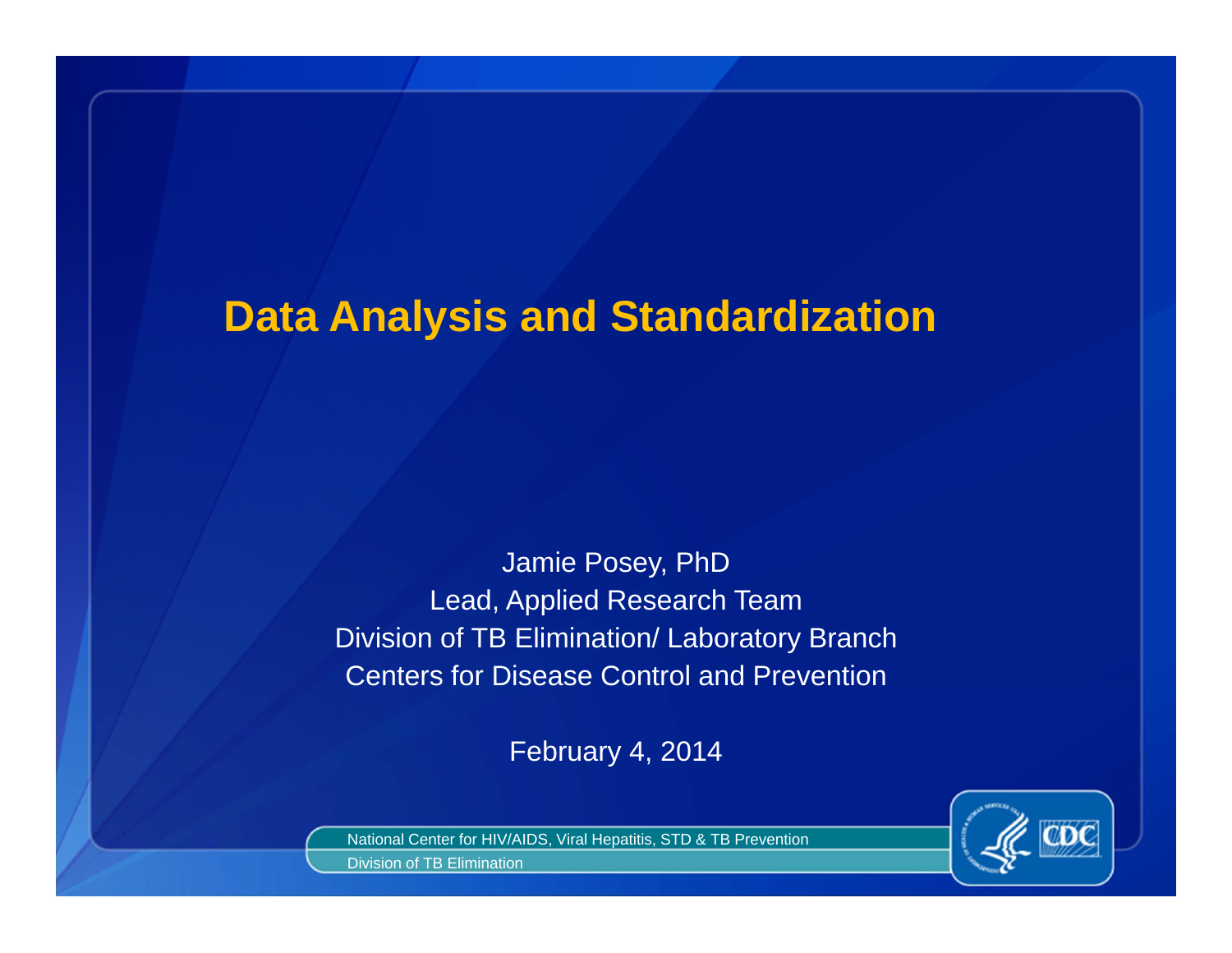# Data Analysis and Standardization

Jamie Posey, PhD
Lead, Applied Research Team
Division of TB Elimination/ Laboratory Branch
Centers for Disease Control and Prevention

February 4, 2014

National Center for HIV/AIDS, Viral Hepatitis, STD & TB Prevention
Division of TB Elimination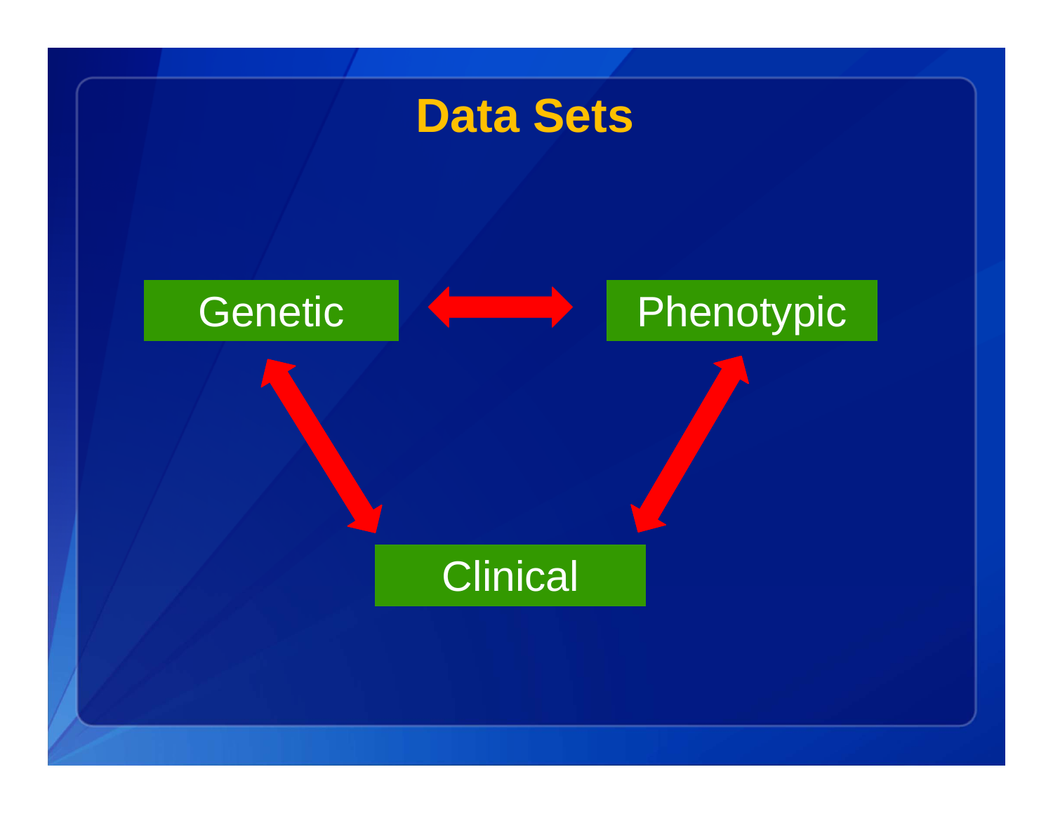# Data Sets

Genetic

Phenotypic

Clinical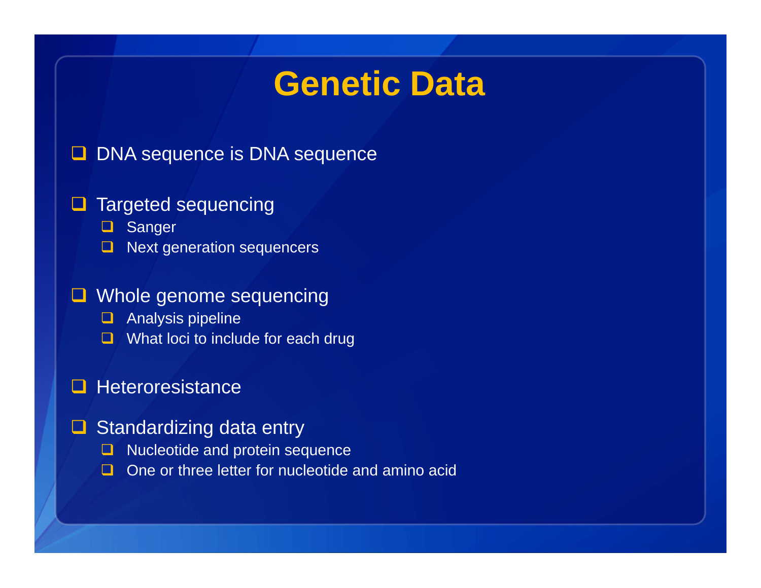# Genetic Data

- DNA sequence is DNA sequence
- Targeted sequencing
  - Sanger
  - Next generation sequencers
- Whole genome sequencing
  - Analysis pipeline
  - What loci to include for each drug
- Heteroresistance
- Standardizing data entry
  - Nucleotide and protein sequence
  - One or three letter for nucleotide and amino acid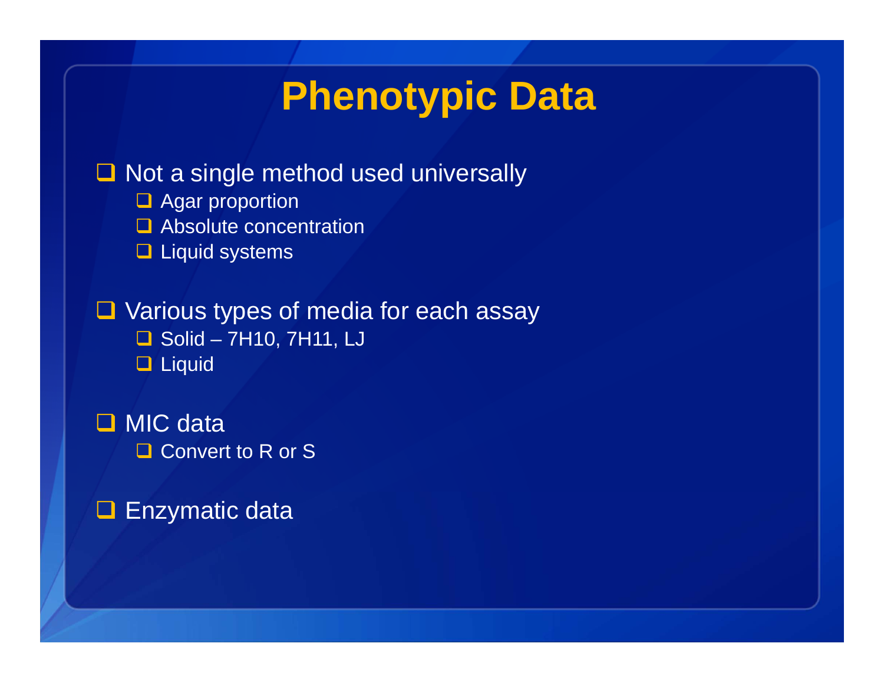# Phenotypic Data

- Not a single method used universally
  - Agar proportion
  - Absolute concentration
  - Liquid systems
- Various types of media for each assay
  - Solid – 7H10, 7H11, LJ
  - Liquid
- MIC data
  - Convert to R or S
- Enzymatic data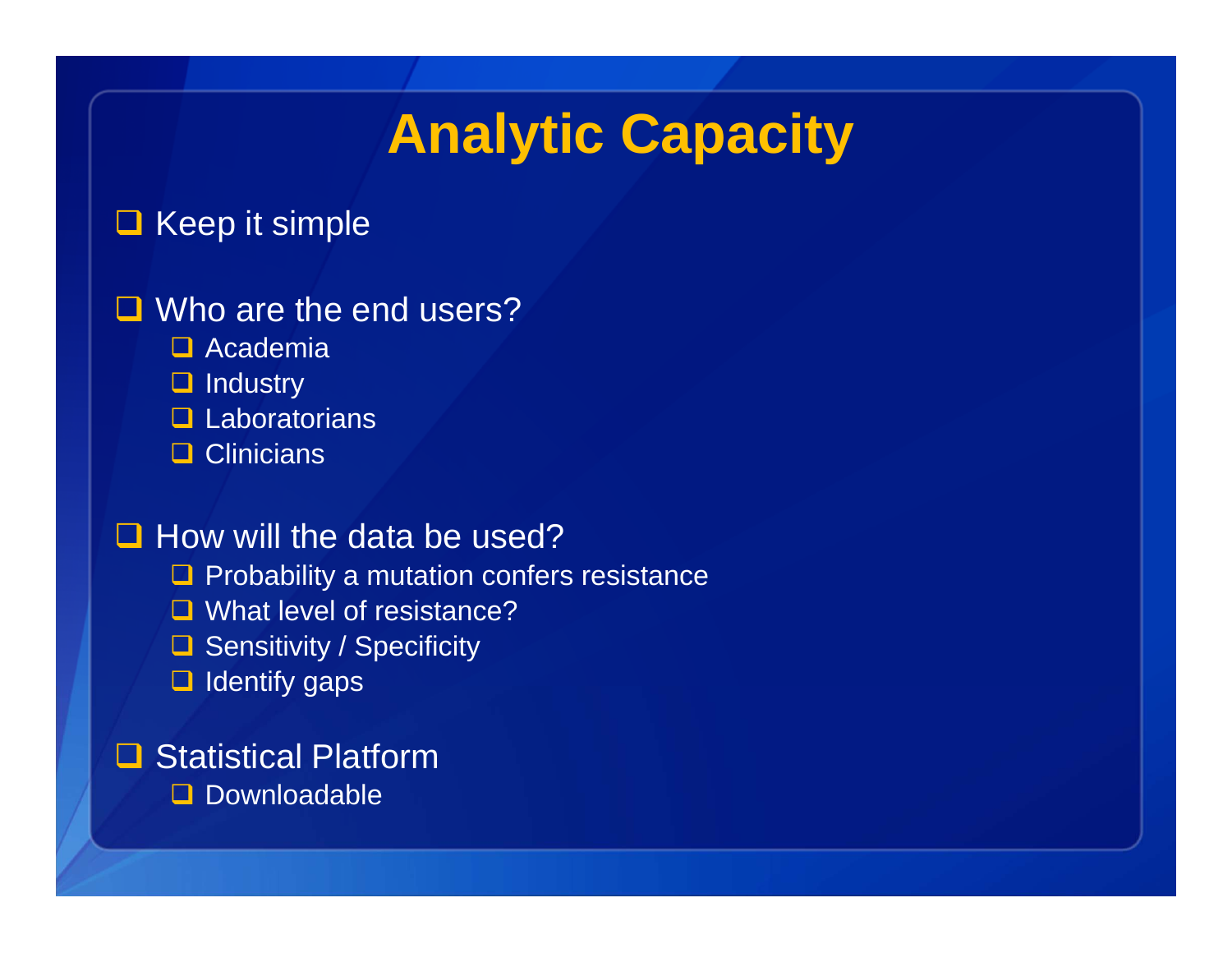# Analytic Capacity

- Keep it simple
- Who are the end users?
  - Academia
  - Industry
  - Laboratorians
  - Clinicians
- How will the data be used?
  - Probability a mutation confers resistance
  - What level of resistance?
  - Sensitivity / Specificity
  - Identify gaps
- Statistical Platform
  - Downloadable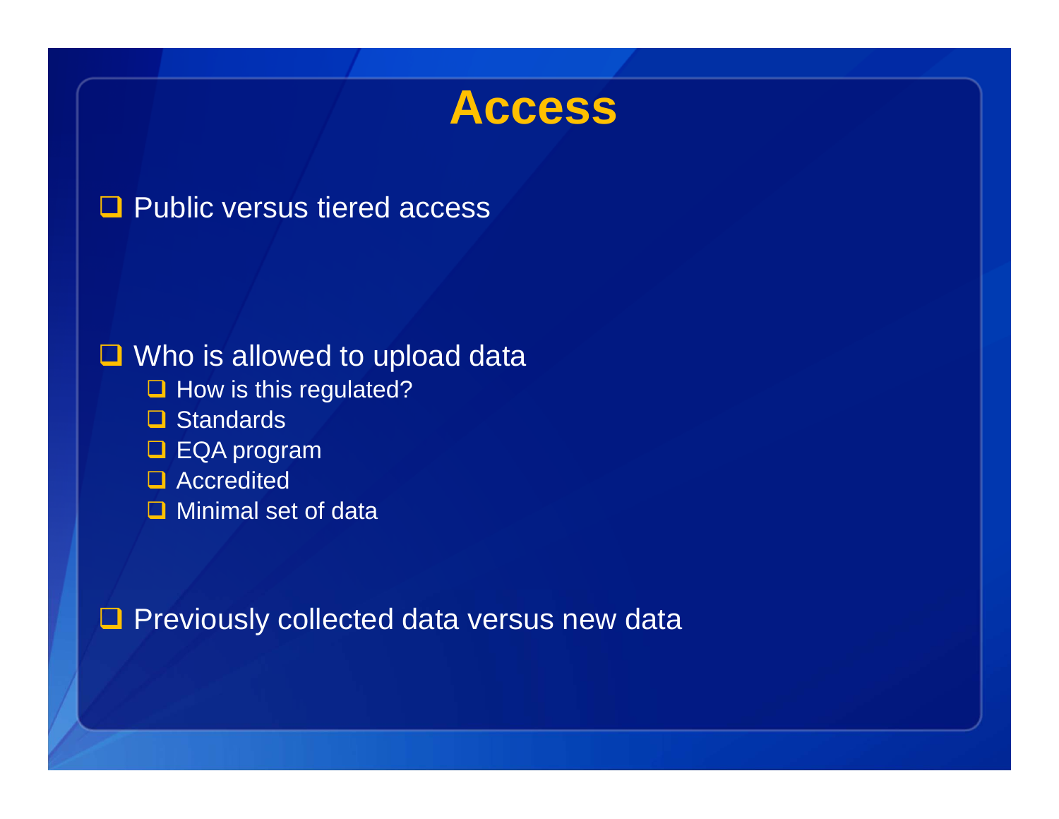# Access

- Public versus tiered access

- Who is allowed to upload data
  - How is this regulated?
  - Standards
  - EQA program
  - Accredited
  - Minimal set of data

- Previously collected data versus new data